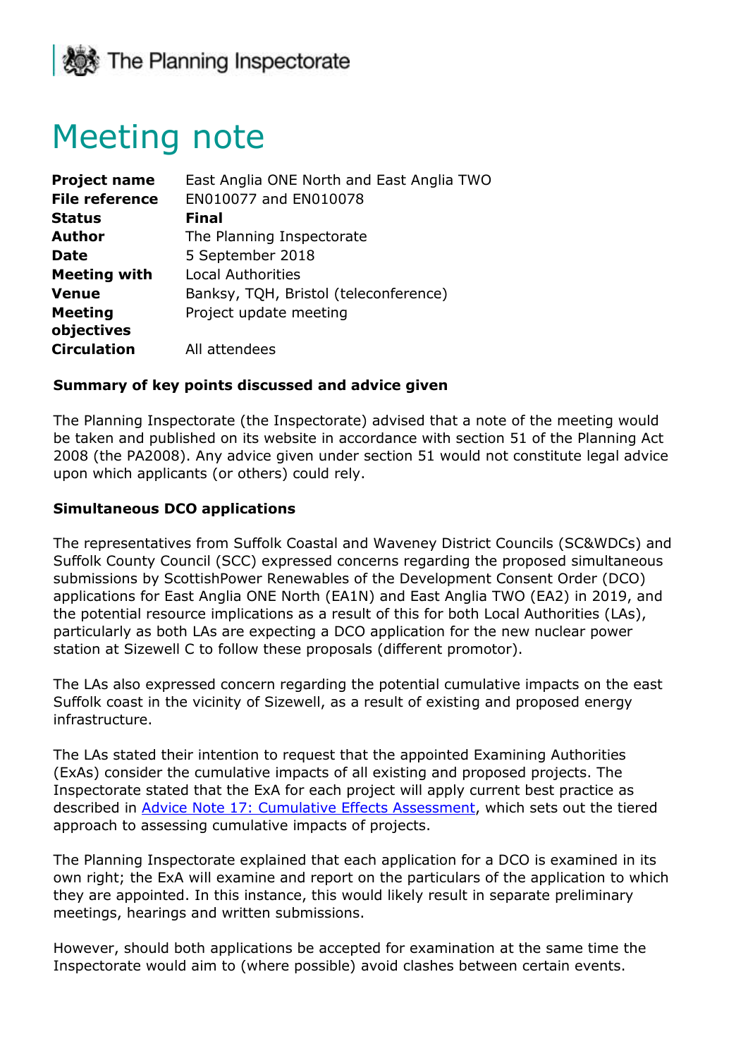The Planning Inspectorate

# Meeting note

| | |
|---|---|
| **Project name** | East Anglia ONE North and East Anglia TWO |
| **File reference** | EN010077 and EN010078 |
| **Status** | **Final** |
| **Author** | The Planning Inspectorate |
| **Date** | 5 September 2018 |
| **Meeting with** | Local Authorities |
| **Venue** | Banksy, TQH, Bristol (teleconference) |
| **Meeting objectives** | Project update meeting |
| **Circulation** | All attendees |

**Summary of key points discussed and advice given**

The Planning Inspectorate (the Inspectorate) advised that a note of the meeting would be taken and published on its website in accordance with section 51 of the Planning Act 2008 (the PA2008). Any advice given under section 51 would not constitute legal advice upon which applicants (or others) could rely.

**Simultaneous DCO applications**

The representatives from Suffolk Coastal and Waveney District Councils (SC&WDCs) and Suffolk County Council (SCC) expressed concerns regarding the proposed simultaneous submissions by ScottishPower Renewables of the Development Consent Order (DCO) applications for East Anglia ONE North (EA1N) and East Anglia TWO (EA2) in 2019, and the potential resource implications as a result of this for both Local Authorities (LAs), particularly as both LAs are expecting a DCO application for the new nuclear power station at Sizewell C to follow these proposals (different promotor).

The LAs also expressed concern regarding the potential cumulative impacts on the east Suffolk coast in the vicinity of Sizewell, as a result of existing and proposed energy infrastructure.

The LAs stated their intention to request that the appointed Examining Authorities (ExAs) consider the cumulative impacts of all existing and proposed projects. The Inspectorate stated that the ExA for each project will apply current best practice as described in Advice Note 17: Cumulative Effects Assessment, which sets out the tiered approach to assessing cumulative impacts of projects.

The Planning Inspectorate explained that each application for a DCO is examined in its own right; the ExA will examine and report on the particulars of the application to which they are appointed. In this instance, this would likely result in separate preliminary meetings, hearings and written submissions.

However, should both applications be accepted for examination at the same time the Inspectorate would aim to (where possible) avoid clashes between certain events.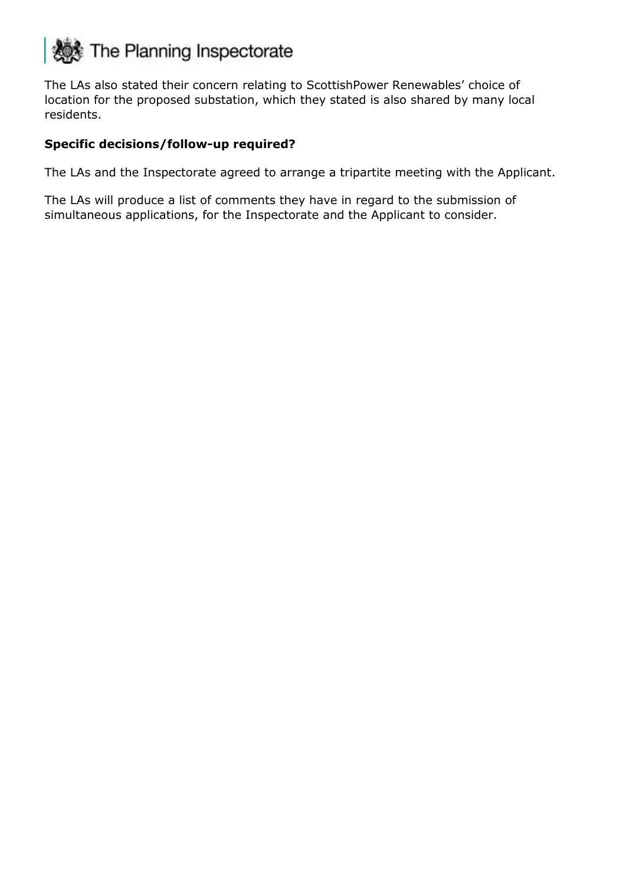The LAs also stated their concern relating to ScottishPower Renewables' choice of location for the proposed substation, which they stated is also shared by many local residents.

**Specific decisions/follow-up required?**

The LAs and the Inspectorate agreed to arrange a tripartite meeting with the Applicant.

The LAs will produce a list of comments they have in regard to the submission of simultaneous applications, for the Inspectorate and the Applicant to consider.